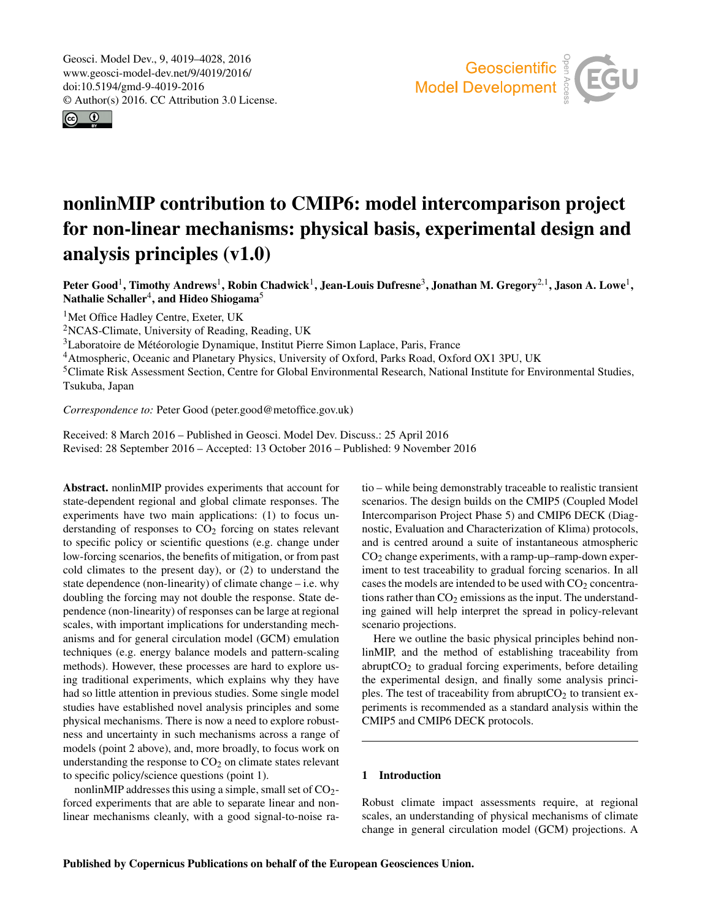# nonlinMIP contribution to CMIP6: model intercomparison project for non-linear mechanisms: physical basis, experimental design and analysis principles (v1.0)

**Peter Good[1], Timothy Andrews[1], Robin Chadwick[1], Jean-Louis Dufresne[3], Jonathan M. Gregory[2,1], Jason A. Lowe[1], Nathalie Schaller[4], and Hideo Shiogama[5]**

[1]Met Office Hadley Centre, Exeter, UK
[2]NCAS-Climate, University of Reading, Reading, UK
[3]Laboratoire de Météorologie Dynamique, Institut Pierre Simon Laplace, Paris, France
[4]Atmospheric, Oceanic and Planetary Physics, University of Oxford, Parks Road, Oxford OX1 3PU, UK
[5]Climate Risk Assessment Section, Centre for Global Environmental Research, National Institute for Environmental Studies, Tsukuba, Japan

*Correspondence to:* Peter Good (peter.good@metoffice.gov.uk)

Received: 8 March 2016 – Published in Geosci. Model Dev. Discuss.: 25 April 2016
Revised: 28 September 2016 – Accepted: 13 October 2016 – Published: 9 November 2016

**Abstract.** nonlinMIP provides experiments that account for state-dependent regional and global climate responses. The experiments have two main applications: (1) to focus understanding of responses to $CO_2$ forcing on states relevant to specific policy or scientific questions (e.g. change under low-forcing scenarios, the benefits of mitigation, or from past cold climates to the present day), or (2) to understand the state dependence (non-linearity) of climate change – i.e. why doubling the forcing may not double the response. State dependence (non-linearity) of responses can be large at regional scales, with important implications for understanding mechanisms and for general circulation model (GCM) emulation techniques (e.g. energy balance models and pattern-scaling methods). However, these processes are hard to explore using traditional experiments, which explains why they have had so little attention in previous studies. Some single model studies have established novel analysis principles and some physical mechanisms. There is now a need to explore robustness and uncertainty in such mechanisms across a range of models (point 2 above), and, more broadly, to focus work on understanding the response to $CO_2$ on climate states relevant to specific policy/science questions (point 1).

nonlinMIP addresses this using a simple, small set of $CO_2$-forced experiments that are able to separate linear and non-linear mechanisms cleanly, with a good signal-to-noise ratio – while being demonstrably traceable to realistic transient scenarios. The design builds on the CMIP5 (Coupled Model Intercomparison Project Phase 5) and CMIP6 DECK (Diagnostic, Evaluation and Characterization of Klima) protocols, and is centred around a suite of instantaneous atmospheric $CO_2$ change experiments, with a ramp-up–ramp-down experiment to test traceability to gradual forcing scenarios. In all cases the models are intended to be used with $CO_2$ concentrations rather than $CO_2$ emissions as the input. The understanding gained will help interpret the spread in policy-relevant scenario projections.

Here we outline the basic physical principles behind nonlinMIP, and the method of establishing traceability from abrupt$CO_2$ to gradual forcing experiments, before detailing the experimental design, and finally some analysis principles. The test of traceability from abrupt$CO_2$ to transient experiments is recommended as a standard analysis within the CMIP5 and CMIP6 DECK protocols.

## 1 Introduction

Robust climate impact assessments require, at regional scales, an understanding of physical mechanisms of climate change in general circulation model (GCM) projections. A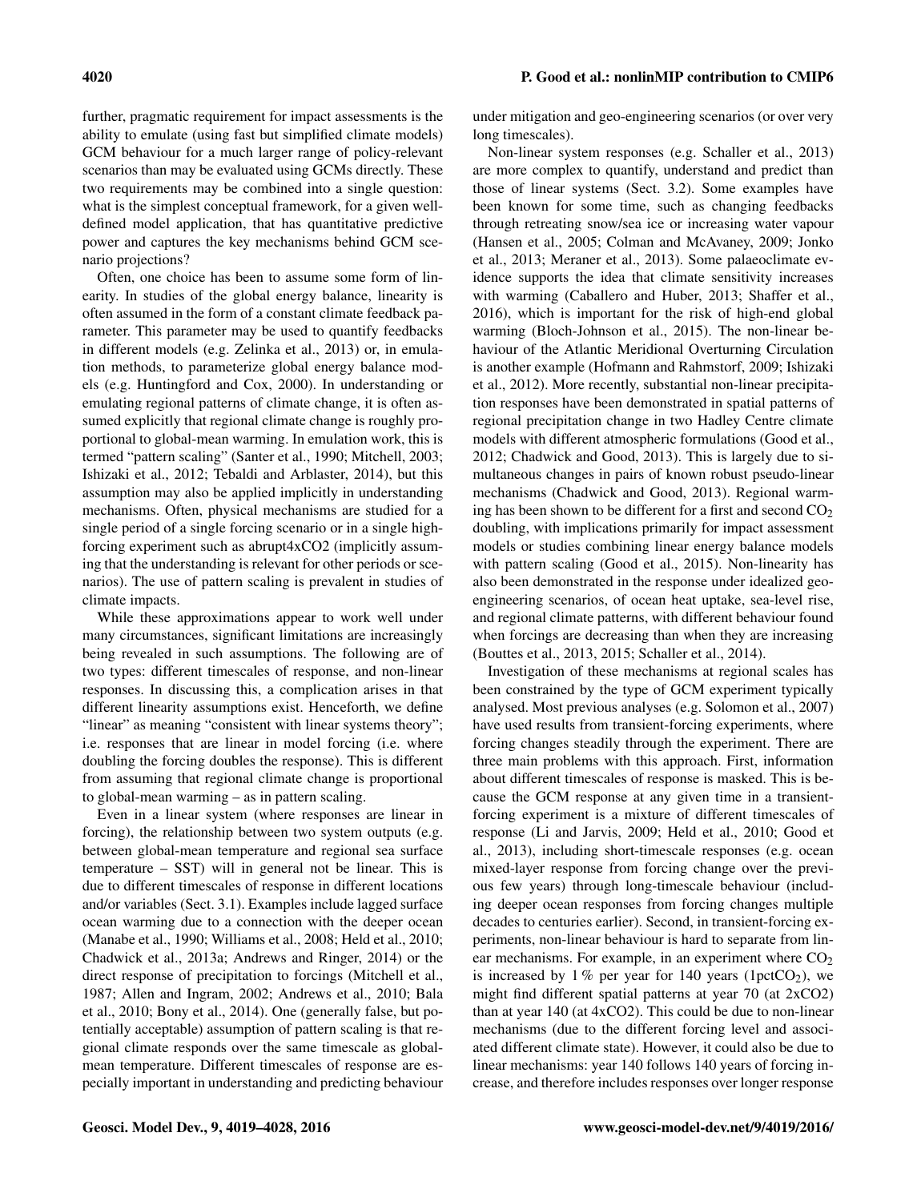further, pragmatic requirement for impact assessments is the ability to emulate (using fast but simplified climate models) GCM behaviour for a much larger range of policy-relevant scenarios than may be evaluated using GCMs directly. These two requirements may be combined into a single question: what is the simplest conceptual framework, for a given well-defined model application, that has quantitative predictive power and captures the key mechanisms behind GCM scenario projections?

Often, one choice has been to assume some form of linearity. In studies of the global energy balance, linearity is often assumed in the form of a constant climate feedback parameter. This parameter may be used to quantify feedbacks in different models (e.g. Zelinka et al., 2013) or, in emulation methods, to parameterize global energy balance models (e.g. Huntingford and Cox, 2000). In understanding or emulating regional patterns of climate change, it is often assumed explicitly that regional climate change is roughly proportional to global-mean warming. In emulation work, this is termed "pattern scaling" (Santer et al., 1990; Mitchell, 2003; Ishizaki et al., 2012; Tebaldi and Arblaster, 2014), but this assumption may also be applied implicitly in understanding mechanisms. Often, physical mechanisms are studied for a single period of a single forcing scenario or in a single high-forcing experiment such as abrupt4xCO2 (implicitly assuming that the understanding is relevant for other periods or scenarios). The use of pattern scaling is prevalent in studies of climate impacts.

While these approximations appear to work well under many circumstances, significant limitations are increasingly being revealed in such assumptions. The following are of two types: different timescales of response, and non-linear responses. In discussing this, a complication arises in that different linearity assumptions exist. Henceforth, we define "linear" as meaning "consistent with linear systems theory"; i.e. responses that are linear in model forcing (i.e. where doubling the forcing doubles the response). This is different from assuming that regional climate change is proportional to global-mean warming – as in pattern scaling.

Even in a linear system (where responses are linear in forcing), the relationship between two system outputs (e.g. between global-mean temperature and regional sea surface temperature – SST) will in general not be linear. This is due to different timescales of response in different locations and/or variables (Sect. 3.1). Examples include lagged surface ocean warming due to a connection with the deeper ocean (Manabe et al., 1990; Williams et al., 2008; Held et al., 2010; Chadwick et al., 2013a; Andrews and Ringer, 2014) or the direct response of precipitation to forcings (Mitchell et al., 1987; Allen and Ingram, 2002; Andrews et al., 2010; Bala et al., 2010; Bony et al., 2014). One (generally false, but potentially acceptable) assumption of pattern scaling is that regional climate responds over the same timescale as global-mean temperature. Different timescales of response are especially important in understanding and predicting behaviour under mitigation and geo-engineering scenarios (or over very long timescales).

Non-linear system responses (e.g. Schaller et al., 2013) are more complex to quantify, understand and predict than those of linear systems (Sect. 3.2). Some examples have been known for some time, such as changing feedbacks through retreating snow/sea ice or increasing water vapour (Hansen et al., 2005; Colman and McAvaney, 2009; Jonko et al., 2013; Meraner et al., 2013). Some palaeoclimate evidence supports the idea that climate sensitivity increases with warming (Caballero and Huber, 2013; Shaffer et al., 2016), which is important for the risk of high-end global warming (Bloch-Johnson et al., 2015). The non-linear behaviour of the Atlantic Meridional Overturning Circulation is another example (Hofmann and Rahmstorf, 2009; Ishizaki et al., 2012). More recently, substantial non-linear precipitation responses have been demonstrated in spatial patterns of regional precipitation change in two Hadley Centre climate models with different atmospheric formulations (Good et al., 2012; Chadwick and Good, 2013). This is largely due to simultaneous changes in pairs of known robust pseudo-linear mechanisms (Chadwick and Good, 2013). Regional warming has been shown to be different for a first and second $CO_2$ doubling, with implications primarily for impact assessment models or studies combining linear energy balance models with pattern scaling (Good et al., 2015). Non-linearity has also been demonstrated in the response under idealized geo-engineering scenarios, of ocean heat uptake, sea-level rise, and regional climate patterns, with different behaviour found when forcings are decreasing than when they are increasing (Bouttes et al., 2013, 2015; Schaller et al., 2014).

Investigation of these mechanisms at regional scales has been constrained by the type of GCM experiment typically analysed. Most previous analyses (e.g. Solomon et al., 2007) have used results from transient-forcing experiments, where forcing changes steadily through the experiment. There are three main problems with this approach. First, information about different timescales of response is masked. This is because the GCM response at any given time in a transient-forcing experiment is a mixture of different timescales of response (Li and Jarvis, 2009; Held et al., 2010; Good et al., 2013), including short-timescale responses (e.g. ocean mixed-layer response from forcing change over the previous few years) through long-timescale behaviour (including deeper ocean responses from forcing changes multiple decades to centuries earlier). Second, in transient-forcing experiments, non-linear behaviour is hard to separate from linear mechanisms. For example, in an experiment where $CO_2$ is increased by 1 % per year for 140 years (1pct$CO_2$), we might find different spatial patterns at year 70 (at 2xCO2) than at year 140 (at 4xCO2). This could be due to non-linear mechanisms (due to the different forcing level and associated different climate state). However, it could also be due to linear mechanisms: year 140 follows 140 years of forcing increase, and therefore includes responses over longer response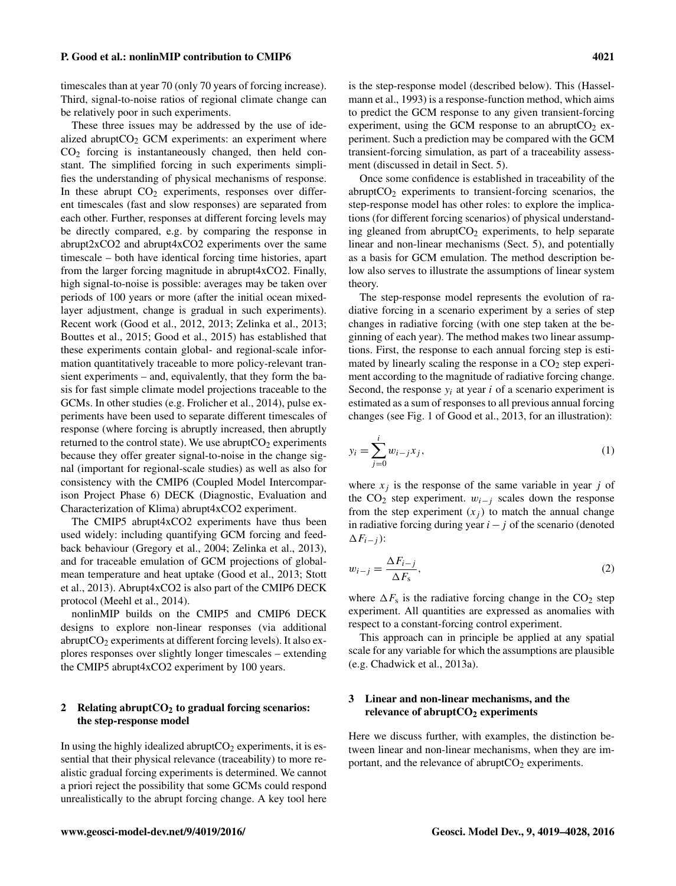timescales than at year 70 (only 70 years of forcing increase). Third, signal-to-noise ratios of regional climate change can be relatively poor in such experiments.

These three issues may be addressed by the use of idealized abrupt$CO_2$ GCM experiments: an experiment where $CO_2$ forcing is instantaneously changed, then held constant. The simplified forcing in such experiments simplifies the understanding of physical mechanisms of response. In these abrupt $CO_2$ experiments, responses over different timescales (fast and slow responses) are separated from each other. Further, responses at different forcing levels may be directly compared, e.g. by comparing the response in abrupt2xCO2 and abrupt4xCO2 experiments over the same timescale – both have identical forcing time histories, apart from the larger forcing magnitude in abrupt4xCO2. Finally, high signal-to-noise is possible: averages may be taken over periods of 100 years or more (after the initial ocean mixed-layer adjustment, change is gradual in such experiments). Recent work (Good et al., 2012, 2013; Zelinka et al., 2013; Bouttes et al., 2015; Good et al., 2015) has established that these experiments contain global- and regional-scale information quantitatively traceable to more policy-relevant transient experiments – and, equivalently, that they form the basis for fast simple climate model projections traceable to the GCMs. In other studies (e.g. Frolicher et al., 2014), pulse experiments have been used to separate different timescales of response (where forcing is abruptly increased, then abruptly returned to the control state). We use abrupt$CO_2$ experiments because they offer greater signal-to-noise in the change signal (important for regional-scale studies) as well as also for consistency with the CMIP6 (Coupled Model Intercomparison Project Phase 6) DECK (Diagnostic, Evaluation and Characterization of Klima) abrupt4xCO2 experiment.

The CMIP5 abrupt4xCO2 experiments have thus been used widely: including quantifying GCM forcing and feedback behaviour (Gregory et al., 2004; Zelinka et al., 2013), and for traceable emulation of GCM projections of global-mean temperature and heat uptake (Good et al., 2013; Stott et al., 2013). Abrupt4xCO2 is also part of the CMIP6 DECK protocol (Meehl et al., 2014).

nonlinMIP builds on the CMIP5 and CMIP6 DECK designs to explore non-linear responses (via additional abrupt$CO_2$ experiments at different forcing levels). It also explores responses over slightly longer timescales – extending the CMIP5 abrupt4xCO2 experiment by 100 years.

## 2 Relating abrupt$CO_2$ to gradual forcing scenarios: the step-response model

In using the highly idealized abrupt$CO_2$ experiments, it is essential that their physical relevance (traceability) to more realistic gradual forcing experiments is determined. We cannot a priori reject the possibility that some GCMs could respond unrealistically to the abrupt forcing change. A key tool here is the step-response model (described below). This (Hasselmann et al., 1993) is a response-function method, which aims to predict the GCM response to any given transient-forcing experiment, using the GCM response to an abrupt$CO_2$ experiment. Such a prediction may be compared with the GCM transient-forcing simulation, as part of a traceability assessment (discussed in detail in Sect. 5).

Once some confidence is established in traceability of the abrupt$CO_2$ experiments to transient-forcing scenarios, the step-response model has other roles: to explore the implications (for different forcing scenarios) of physical understanding gleaned from abrupt$CO_2$ experiments, to help separate linear and non-linear mechanisms (Sect. 5), and potentially as a basis for GCM emulation. The method description below also serves to illustrate the assumptions of linear system theory.

The step-response model represents the evolution of radiative forcing in a scenario experiment by a series of step changes in radiative forcing (with one step taken at the beginning of each year). The method makes two linear assumptions. First, the response to each annual forcing step is estimated by linearly scaling the response in a $CO_2$ step experiment according to the magnitude of radiative forcing change. Second, the response $y_i$ at year $i$ of a scenario experiment is estimated as a sum of responses to all previous annual forcing changes (see Fig. 1 of Good et al., 2013, for an illustration):

$$y_i = \sum_{j=0}^{i} w_{i-j} x_j, \tag{1}$$

where $x_j$ is the response of the same variable in year $j$ of the $CO_2$ step experiment. $w_{i-j}$ scales down the response from the step experiment ($x_j$) to match the annual change in radiative forcing during year $i-j$ of the scenario (denoted $\Delta F_{i-j}$):

$$w_{i-j} = \frac{\Delta F_{i-j}}{\Delta F_s}, \tag{2}$$

where $\Delta F_s$ is the radiative forcing change in the $CO_2$ step experiment. All quantities are expressed as anomalies with respect to a constant-forcing control experiment.

This approach can in principle be applied at any spatial scale for any variable for which the assumptions are plausible (e.g. Chadwick et al., 2013a).

## 3 Linear and non-linear mechanisms, and the relevance of abrupt$CO_2$ experiments

Here we discuss further, with examples, the distinction between linear and non-linear mechanisms, when they are important, and the relevance of abrupt$CO_2$ experiments.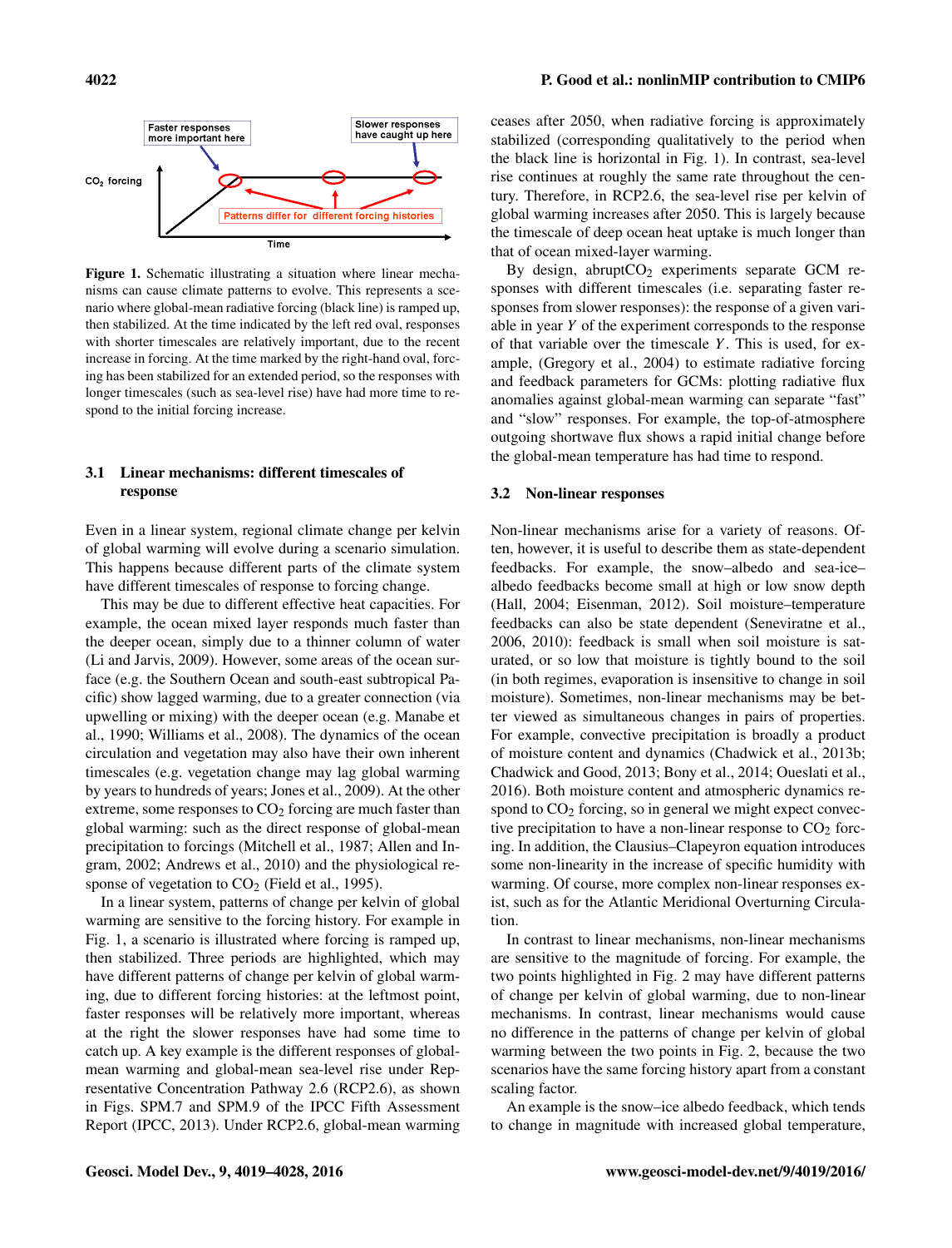**Figure 1.** Schematic illustrating a situation where linear mechanisms can cause climate patterns to evolve. This represents a scenario where global-mean radiative forcing (black line) is ramped up, then stabilized. At the time indicated by the left red oval, responses with shorter timescales are relatively important, due to the recent increase in forcing. At the time marked by the right-hand oval, forcing has been stabilized for an extended period, so the responses with longer timescales (such as sea-level rise) have had more time to respond to the initial forcing increase.

### 3.1 Linear mechanisms: different timescales of response

Even in a linear system, regional climate change per kelvin of global warming will evolve during a scenario simulation. This happens because different parts of the climate system have different timescales of response to forcing change.

This may be due to different effective heat capacities. For example, the ocean mixed layer responds much faster than the deeper ocean, simply due to a thinner column of water (Li and Jarvis, 2009). However, some areas of the ocean surface (e.g. the Southern Ocean and south-east subtropical Pacific) show lagged warming, due to a greater connection (via upwelling or mixing) with the deeper ocean (e.g. Manabe et al., 1990; Williams et al., 2008). The dynamics of the ocean circulation and vegetation may also have their own inherent timescales (e.g. vegetation change may lag global warming by years to hundreds of years; Jones et al., 2009). At the other extreme, some responses to $CO_2$ forcing are much faster than global warming: such as the direct response of global-mean precipitation to forcings (Mitchell et al., 1987; Allen and Ingram, 2002; Andrews et al., 2010) and the physiological response of vegetation to $CO_2$ (Field et al., 1995).

In a linear system, patterns of change per kelvin of global warming are sensitive to the forcing history. For example in Fig. 1, a scenario is illustrated where forcing is ramped up, then stabilized. Three periods are highlighted, which may have different patterns of change per kelvin of global warming, due to different forcing histories: at the leftmost point, faster responses will be relatively more important, whereas at the right the slower responses have had some time to catch up. A key example is the different responses of global-mean warming and global-mean sea-level rise under Representative Concentration Pathway 2.6 (RCP2.6), as shown in Figs. SPM.7 and SPM.9 of the IPCC Fifth Assessment Report (IPCC, 2013). Under RCP2.6, global-mean warming ceases after 2050, when radiative forcing is approximately stabilized (corresponding qualitatively to the period when the black line is horizontal in Fig. 1). In contrast, sea-level rise continues at roughly the same rate throughout the century. Therefore, in RCP2.6, the sea-level rise per kelvin of global warming increases after 2050. This is largely because the timescale of deep ocean heat uptake is much longer than that of ocean mixed-layer warming.

By design, abrupt$CO_2$ experiments separate GCM responses with different timescales (i.e. separating faster responses from slower responses): the response of a given variable in year $Y$ of the experiment corresponds to the response of that variable over the timescale $Y$. This is used, for example, (Gregory et al., 2004) to estimate radiative forcing and feedback parameters for GCMs: plotting radiative flux anomalies against global-mean warming can separate "fast" and "slow" responses. For example, the top-of-atmosphere outgoing shortwave flux shows a rapid initial change before the global-mean temperature has had time to respond.

### 3.2 Non-linear responses

Non-linear mechanisms arise for a variety of reasons. Often, however, it is useful to describe them as state-dependent feedbacks. For example, the snow–albedo and sea-ice–albedo feedbacks become small at high or low snow depth (Hall, 2004; Eisenman, 2012). Soil moisture–temperature feedbacks can also be state dependent (Seneviratne et al., 2006, 2010): feedback is small when soil moisture is saturated, or so low that moisture is tightly bound to the soil (in both regimes, evaporation is insensitive to change in soil moisture). Sometimes, non-linear mechanisms may be better viewed as simultaneous changes in pairs of properties. For example, convective precipitation is broadly a product of moisture content and dynamics (Chadwick et al., 2013b; Chadwick and Good, 2013; Bony et al., 2014; Oueslati et al., 2016). Both moisture content and atmospheric dynamics respond to $CO_2$ forcing, so in general we might expect convective precipitation to have a non-linear response to $CO_2$ forcing. In addition, the Clausius–Clapeyron equation introduces some non-linearity in the increase of specific humidity with warming. Of course, more complex non-linear responses exist, such as for the Atlantic Meridional Overturning Circulation.

In contrast to linear mechanisms, non-linear mechanisms are sensitive to the magnitude of forcing. For example, the two points highlighted in Fig. 2 may have different patterns of change per kelvin of global warming, due to non-linear mechanisms. In contrast, linear mechanisms would cause no difference in the patterns of change per kelvin of global warming between the two points in Fig. 2, because the two scenarios have the same forcing history apart from a constant scaling factor.

An example is the snow–ice albedo feedback, which tends to change in magnitude with increased global temperature,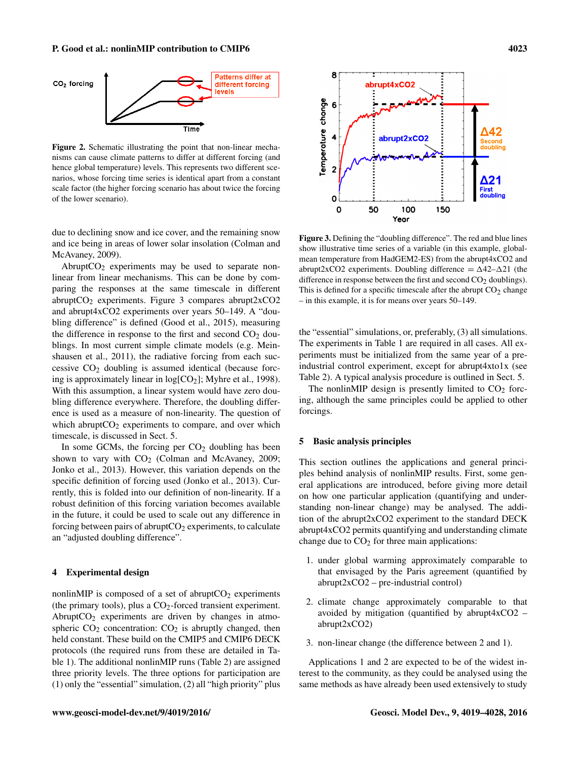Figure 2. Schematic illustrating the point that non-linear mechanisms can cause climate patterns to differ at different forcing (and hence global temperature) levels. This represents two different scenarios, whose forcing time series is identical apart from a constant scale factor (the higher forcing scenario has about twice the forcing of the lower scenario).

due to declining snow and ice cover, and the remaining snow and ice being in areas of lower solar insolation (Colman and McAvaney, 2009).

Abrupt$CO_2$ experiments may be used to separate non-linear from linear mechanisms. This can be done by comparing the responses at the same timescale in different abrupt$CO_2$ experiments. Figure 3 compares abrupt2xCO2 and abrupt4xCO2 experiments over years 50–149. A "doubling difference" is defined (Good et al., 2015), measuring the difference in response to the first and second $CO_2$ doublings. In most current simple climate models (e.g. Meinshausen et al., 2011), the radiative forcing from each successive $CO_2$ doubling is assumed identical (because forcing is approximately linear in log[$CO_2$]; Myhre et al., 1998). With this assumption, a linear system would have zero doubling difference everywhere. Therefore, the doubling difference is used as a measure of non-linearity. The question of which abrupt$CO_2$ experiments to compare, and over which timescale, is discussed in Sect. 5.

In some GCMs, the forcing per $CO_2$ doubling has been shown to vary with $CO_2$ (Colman and McAvaney, 2009; Jonko et al., 2013). However, this variation depends on the specific definition of forcing used (Jonko et al., 2013). Currently, this is folded into our definition of non-linearity. If a robust definition of this forcing variation becomes available in the future, it could be used to scale out any difference in forcing between pairs of abrupt$CO_2$ experiments, to calculate an "adjusted doubling difference".

## 4 Experimental design

nonlinMIP is composed of a set of abrupt$CO_2$ experiments (the primary tools), plus a $CO_2$-forced transient experiment. Abrupt$CO_2$ experiments are driven by changes in atmospheric $CO_2$ concentration: $CO_2$ is abruptly changed, then held constant. These build on the CMIP5 and CMIP6 DECK protocols (the required runs from these are detailed in Table 1). The additional nonlinMIP runs (Table 2) are assigned three priority levels. The three options for participation are (1) only the "essential" simulation, (2) all "high priority" plus the "essential" simulations, or, preferably, (3) all simulations. The experiments in Table 1 are required in all cases. All experiments must be initialized from the same year of a pre-industrial control experiment, except for abrupt4xto1x (see Table 2). A typical analysis procedure is outlined in Sect. 5.

Figure 3. Defining the "doubling difference". The red and blue lines show illustrative time series of a variable (in this example, global-mean temperature from HadGEM2-ES) from the abrupt4xCO2 and abrupt2xCO2 experiments. Doubling difference = Δ42–Δ21 (the difference in response between the first and second $CO_2$ doublings). This is defined for a specific timescale after the abrupt $CO_2$ change – in this example, it is for means over years 50–149.

The nonlinMIP design is presently limited to $CO_2$ forcing, although the same principles could be applied to other forcings.

## 5 Basic analysis principles

This section outlines the applications and general principles behind analysis of nonlinMIP results. First, some general applications are introduced, before giving more detail on how one particular application (quantifying and understanding non-linear change) may be analysed. The addition of the abrupt2xCO2 experiment to the standard DECK abrupt4xCO2 permits quantifying and understanding climate change due to $CO_2$ for three main applications:

1. under global warming approximately comparable to that envisaged by the Paris agreement (quantified by abrupt2xCO2 – pre-industrial control)
2. climate change approximately comparable to that avoided by mitigation (quantified by abrupt4xCO2 – abrupt2xCO2)
3. non-linear change (the difference between 2 and 1).

Applications 1 and 2 are expected to be of the widest interest to the community, as they could be analysed using the same methods as have already been used extensively to study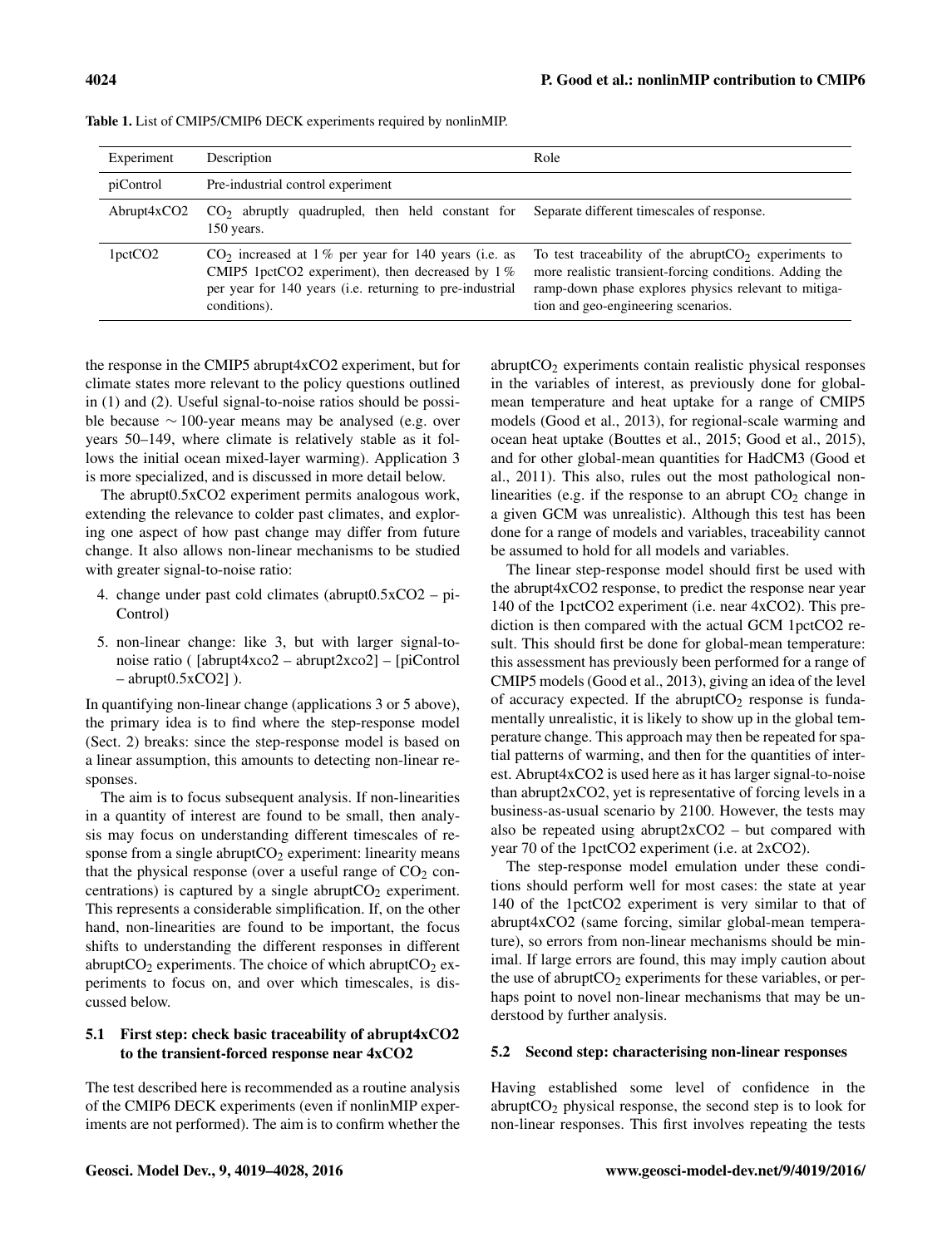**Table 1.** List of CMIP5/CMIP6 DECK experiments required by nonlinMIP.

| Experiment | Description | Role |
|---|---|---|
| piControl | Pre-industrial control experiment | |
| Abrupt4xCO2 | $CO_2$ abruptly quadrupled, then held constant for 150 years. | Separate different timescales of response. |
| 1pctCO2 | $CO_2$ increased at 1 % per year for 140 years (i.e. as CMIP5 1pctCO2 experiment), then decreased by 1 % per year for 140 years (i.e. returning to pre-industrial conditions). | To test traceability of the abrupt$CO_2$ experiments to more realistic transient-forcing conditions. Adding the ramp-down phase explores physics relevant to mitigation and geo-engineering scenarios. |

the response in the CMIP5 abrupt4xCO2 experiment, but for climate states more relevant to the policy questions outlined in (1) and (2). Useful signal-to-noise ratios should be possible because ∼ 100-year means may be analysed (e.g. over years 50–149, where climate is relatively stable as it follows the initial ocean mixed-layer warming). Application 3 is more specialized, and is discussed in more detail below.

The abrupt0.5xCO2 experiment permits analogous work, extending the relevance to colder past climates, and exploring one aspect of how past change may differ from future change. It also allows non-linear mechanisms to be studied with greater signal-to-noise ratio:

4. change under past cold climates (abrupt0.5xCO2 – piControl)
5. non-linear change: like 3, but with larger signal-to-noise ratio ( [abrupt4xco2 – abrupt2xco2] – [piControl – abrupt0.5xCO2] ).

In quantifying non-linear change (applications 3 or 5 above), the primary idea is to find where the step-response model (Sect. 2) breaks: since the step-response model is based on a linear assumption, this amounts to detecting non-linear responses.

The aim is to focus subsequent analysis. If non-linearities in a quantity of interest are found to be small, then analysis may focus on understanding different timescales of response from a single abrupt$CO_2$ experiment: linearity means that the physical response (over a useful range of $CO_2$ concentrations) is captured by a single abrupt$CO_2$ experiment. This represents a considerable simplification. If, on the other hand, non-linearities are found to be important, the focus shifts to understanding the different responses in different abrupt$CO_2$ experiments. The choice of which abrupt$CO_2$ experiments to focus on, and over which timescales, is discussed below.

### 5.1 First step: check basic traceability of abrupt4xCO2 to the transient-forced response near 4xCO2

The test described here is recommended as a routine analysis of the CMIP6 DECK experiments (even if nonlinMIP experiments are not performed). The aim is to confirm whether the abrupt$CO_2$ experiments contain realistic physical responses in the variables of interest, as previously done for global-mean temperature and heat uptake for a range of CMIP5 models (Good et al., 2013), for regional-scale warming and ocean heat uptake (Bouttes et al., 2015; Good et al., 2015), and for other global-mean quantities for HadCM3 (Good et al., 2011). This also, rules out the most pathological non-linearities (e.g. if the response to an abrupt $CO_2$ change in a given GCM was unrealistic). Although this test has been done for a range of models and variables, traceability cannot be assumed to hold for all models and variables.

The linear step-response model should first be used with the abrupt4xCO2 response, to predict the response near year 140 of the 1pctCO2 experiment (i.e. near 4xCO2). This prediction is then compared with the actual GCM 1pctCO2 result. This should first be done for global-mean temperature: this assessment has previously been performed for a range of CMIP5 models (Good et al., 2013), giving an idea of the level of accuracy expected. If the abrupt$CO_2$ response is fundamentally unrealistic, it is likely to show up in the global temperature change. This approach may then be repeated for spatial patterns of warming, and then for the quantities of interest. Abrupt4xCO2 is used here as it has larger signal-to-noise than abrupt2xCO2, yet is representative of forcing levels in a business-as-usual scenario by 2100. However, the tests may also be repeated using abrupt2xCO2 – but compared with year 70 of the 1pctCO2 experiment (i.e. at 2xCO2).

The step-response model emulation under these conditions should perform well for most cases: the state at year 140 of the 1pctCO2 experiment is very similar to that of abrupt4xCO2 (same forcing, similar global-mean temperature), so errors from non-linear mechanisms should be minimal. If large errors are found, this may imply caution about the use of abrupt$CO_2$ experiments for these variables, or perhaps point to novel non-linear mechanisms that may be understood by further analysis.

### 5.2 Second step: characterising non-linear responses

Having established some level of confidence in the abrupt$CO_2$ physical response, the second step is to look for non-linear responses. This first involves repeating the tests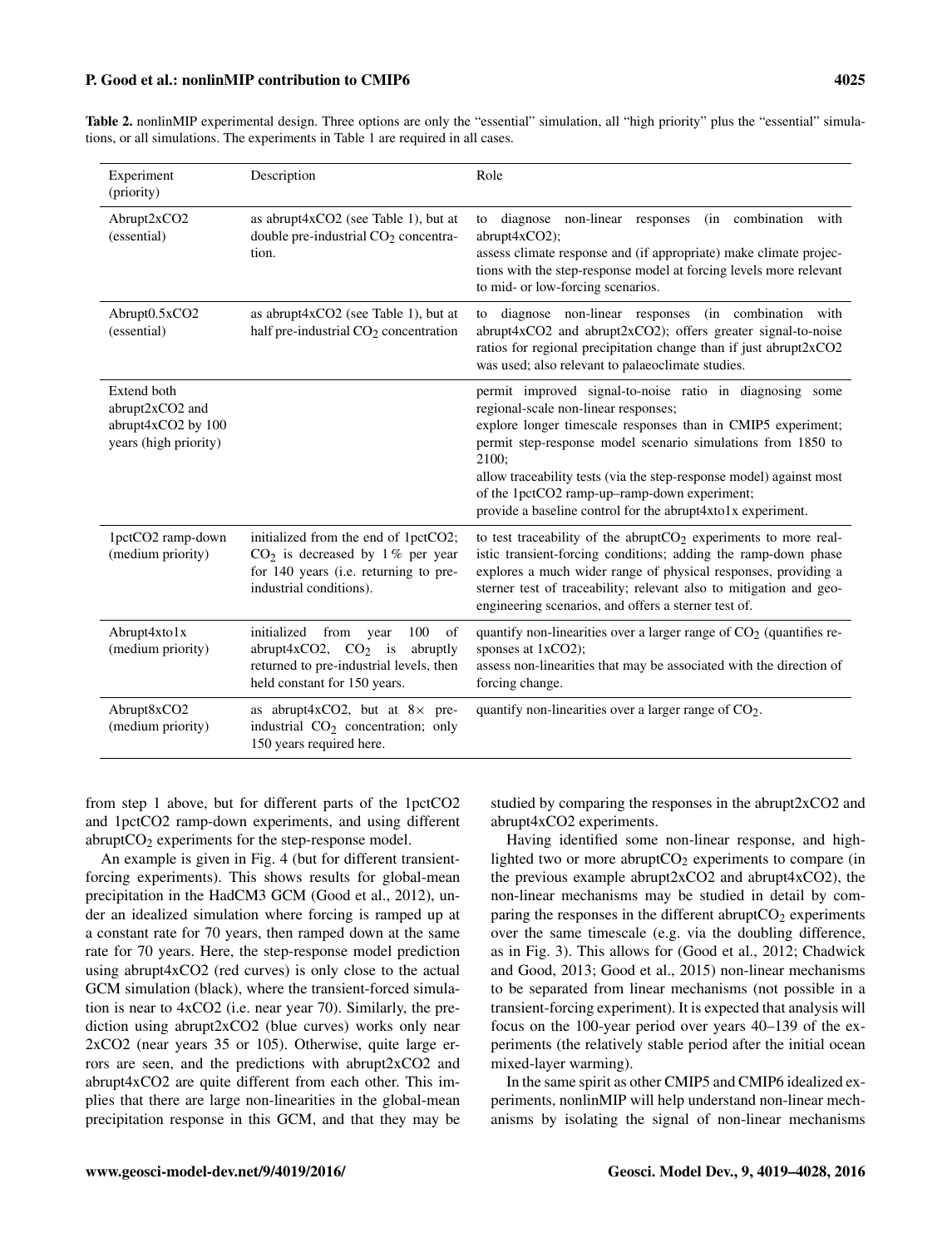**Table 2.** nonlinMIP experimental design. Three options are only the "essential" simulation, all "high priority" plus the "essential" simulations, or all simulations. The experiments in Table 1 are required in all cases.

| Experiment (priority) | Description | Role |
|---|---|---|
| Abrupt2xCO2 (essential) | as abrupt4xCO2 (see Table 1), but at double pre-industrial $CO_2$ concentration. | to diagnose non-linear responses (in combination with abrupt4xCO2); assess climate response and (if appropriate) make climate projections with the step-response model at forcing levels more relevant to mid- or low-forcing scenarios. |
| Abrupt0.5xCO2 (essential) | as abrupt4xCO2 (see Table 1), but at half pre-industrial $CO_2$ concentration | to diagnose non-linear responses (in combination with abrupt4xCO2 and abrupt2xCO2); offers greater signal-to-noise ratios for regional precipitation change than if just abrupt2xCO2 was used; also relevant to palaeoclimate studies. |
| Extend both abrupt2xCO2 and abrupt4xCO2 by 100 years (high priority) | | permit improved signal-to-noise ratio in diagnosing some regional-scale non-linear responses; explore longer timescale responses than in CMIP5 experiment; permit step-response model scenario simulations from 1850 to 2100; allow traceability tests (via the step-response model) against most of the 1pctCO2 ramp-up–ramp-down experiment; provide a baseline control for the abrupt4xto1x experiment. |
| 1pctCO2 ramp-down (medium priority) | initialized from the end of 1pctCO2; $CO_2$ is decreased by 1 % per year for 140 years (i.e. returning to pre-industrial conditions). | to test traceability of the abrupt$CO_2$ experiments to more realistic transient-forcing conditions; adding the ramp-down phase explores a much wider range of physical responses, providing a sterner test of traceability; relevant also to mitigation and geo-engineering scenarios, and offers a sterner test of. |
| Abrupt4xto1x (medium priority) | initialized from year 100 of abrupt4xCO2, $CO_2$ is abruptly returned to pre-industrial levels, then held constant for 150 years. | quantify non-linearities over a larger range of $CO_2$ (quantifies responses at 1x$CO_2$); assess non-linearities that may be associated with the direction of forcing change. |
| Abrupt8xCO2 (medium priority) | as abrupt4xCO2, but at 8× pre-industrial $CO_2$ concentration; only 150 years required here. | quantify non-linearities over a larger range of $CO_2$. |

from step 1 above, but for different parts of the 1pctCO2 and 1pctCO2 ramp-down experiments, and using different abrupt$CO_2$ experiments for the step-response model.

An example is given in Fig. 4 (but for different transient-forcing experiments). This shows results for global-mean precipitation in the HadCM3 GCM (Good et al., 2012), under an idealized simulation where forcing is ramped up at a constant rate for 70 years, then ramped down at the same rate for 70 years. Here, the step-response model prediction using abrupt4xCO2 (red curves) is only close to the actual GCM simulation (black), where the transient-forced simulation is near to 4x$CO_2$ (i.e. near year 70). Similarly, the prediction using abrupt2xCO2 (blue curves) works only near 2x$CO_2$ (near years 35 or 105). Otherwise, quite large errors are seen, and the predictions with abrupt2xCO2 and abrupt4xCO2 are quite different from each other. This implies that there are large non-linearities in the global-mean precipitation response in this GCM, and that they may be studied by comparing the responses in the abrupt2xCO2 and abrupt4xCO2 experiments.

Having identified some non-linear response, and highlighted two or more abrupt$CO_2$ experiments to compare (in the previous example abrupt2xCO2 and abrupt4xCO2), the non-linear mechanisms may be studied in detail by comparing the responses in the different abrupt$CO_2$ experiments over the same timescale (e.g. via the doubling difference, as in Fig. 3). This allows for (Good et al., 2012; Chadwick and Good, 2013; Good et al., 2015) non-linear mechanisms to be separated from linear mechanisms (not possible in a transient-forcing experiment). It is expected that analysis will focus on the 100-year period over years 40–139 of the experiments (the relatively stable period after the initial ocean mixed-layer warming).

In the same spirit as other CMIP5 and CMIP6 idealized experiments, nonlinMIP will help understand non-linear mechanisms by isolating the signal of non-linear mechanisms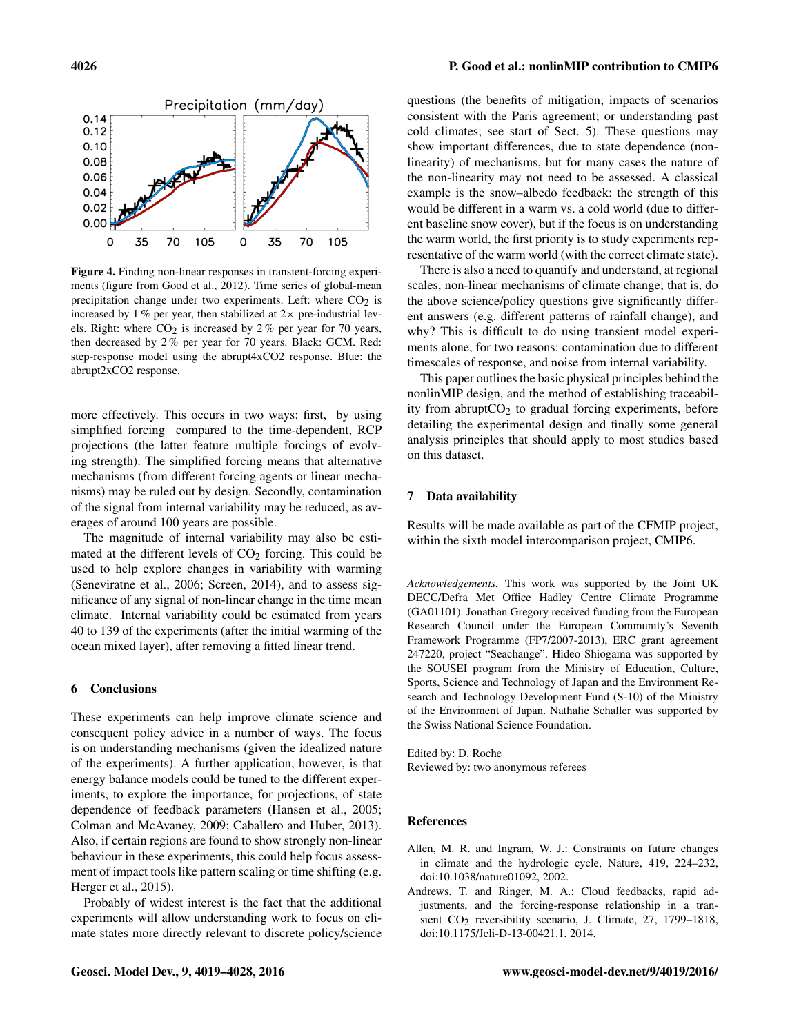**Figure 4.** Finding non-linear responses in transient-forcing experiments (figure from Good et al., 2012). Time series of global-mean precipitation change under two experiments. Left: where $CO_2$ is increased by 1 % per year, then stabilized at 2× pre-industrial levels. Right: where $CO_2$ is increased by 2 % per year for 70 years, then decreased by 2 % per year for 70 years. Black: GCM. Red: step-response model using the abrupt4xCO2 response. Blue: the abrupt2xCO2 response.

more effectively. This occurs in two ways: first, by using simplified forcing compared to the time-dependent, RCP projections (the latter feature multiple forcings of evolving strength). The simplified forcing means that alternative mechanisms (from different forcing agents or linear mechanisms) may be ruled out by design. Secondly, contamination of the signal from internal variability may be reduced, as averages of around 100 years are possible.

The magnitude of internal variability may also be estimated at the different levels of $CO_2$ forcing. This could be used to help explore changes in variability with warming (Seneviratne et al., 2006; Screen, 2014), and to assess significance of any signal of non-linear change in the time mean climate. Internal variability could be estimated from years 40 to 139 of the experiments (after the initial warming of the ocean mixed layer), after removing a fitted linear trend.

## 6 Conclusions

These experiments can help improve climate science and consequent policy advice in a number of ways. The focus is on understanding mechanisms (given the idealized nature of the experiments). A further application, however, is that energy balance models could be tuned to the different experiments, to explore the importance, for projections, of state dependence of feedback parameters (Hansen et al., 2005; Colman and McAvaney, 2009; Caballero and Huber, 2013). Also, if certain regions are found to show strongly non-linear behaviour in these experiments, this could help focus assessment of impact tools like pattern scaling or time shifting (e.g. Herger et al., 2015).

Probably of widest interest is the fact that the additional experiments will allow understanding work to focus on climate states more directly relevant to discrete policy/science questions (the benefits of mitigation; impacts of scenarios consistent with the Paris agreement; or understanding past cold climates; see start of Sect. 5). These questions may show important differences, due to state dependence (nonlinearity) of mechanisms, but for many cases the nature of the non-linearity may not need to be assessed. A classical example is the snow–albedo feedback: the strength of this would be different in a warm vs. a cold world (due to different baseline snow cover), but if the focus is on understanding the warm world, the first priority is to study experiments representative of the warm world (with the correct climate state).

There is also a need to quantify and understand, at regional scales, non-linear mechanisms of climate change; that is, do the above science/policy questions give significantly different answers (e.g. different patterns of rainfall change), and why? This is difficult to do using transient model experiments alone, for two reasons: contamination due to different timescales of response, and noise from internal variability.

This paper outlines the basic physical principles behind the nonlinMIP design, and the method of establishing traceability from abrupt$CO_2$ to gradual forcing experiments, before detailing the experimental design and finally some general analysis principles that should apply to most studies based on this dataset.

## 7 Data availability

Results will be made available as part of the CFMIP project, within the sixth model intercomparison project, CMIP6.

*Acknowledgements.* This work was supported by the Joint UK DECC/Defra Met Office Hadley Centre Climate Programme (GA01101). Jonathan Gregory received funding from the European Research Council under the European Community's Seventh Framework Programme (FP7/2007-2013), ERC grant agreement 247220, project "Seachange". Hideo Shiogama was supported by the SOUSEI program from the Ministry of Education, Culture, Sports, Science and Technology of Japan and the Environment Research and Technology Development Fund (S-10) of the Ministry of the Environment of Japan. Nathalie Schaller was supported by the Swiss National Science Foundation.

Edited by: D. Roche
Reviewed by: two anonymous referees

## References

Allen, M. R. and Ingram, W. J.: Constraints on future changes in climate and the hydrologic cycle, Nature, 419, 224–232, doi:10.1038/nature01092, 2002.

Andrews, T. and Ringer, M. A.: Cloud feedbacks, rapid adjustments, and the forcing-response relationship in a transient $CO_2$ reversibility scenario, J. Climate, 27, 1799–1818, doi:10.1175/Jcli-D-13-00421.1, 2014.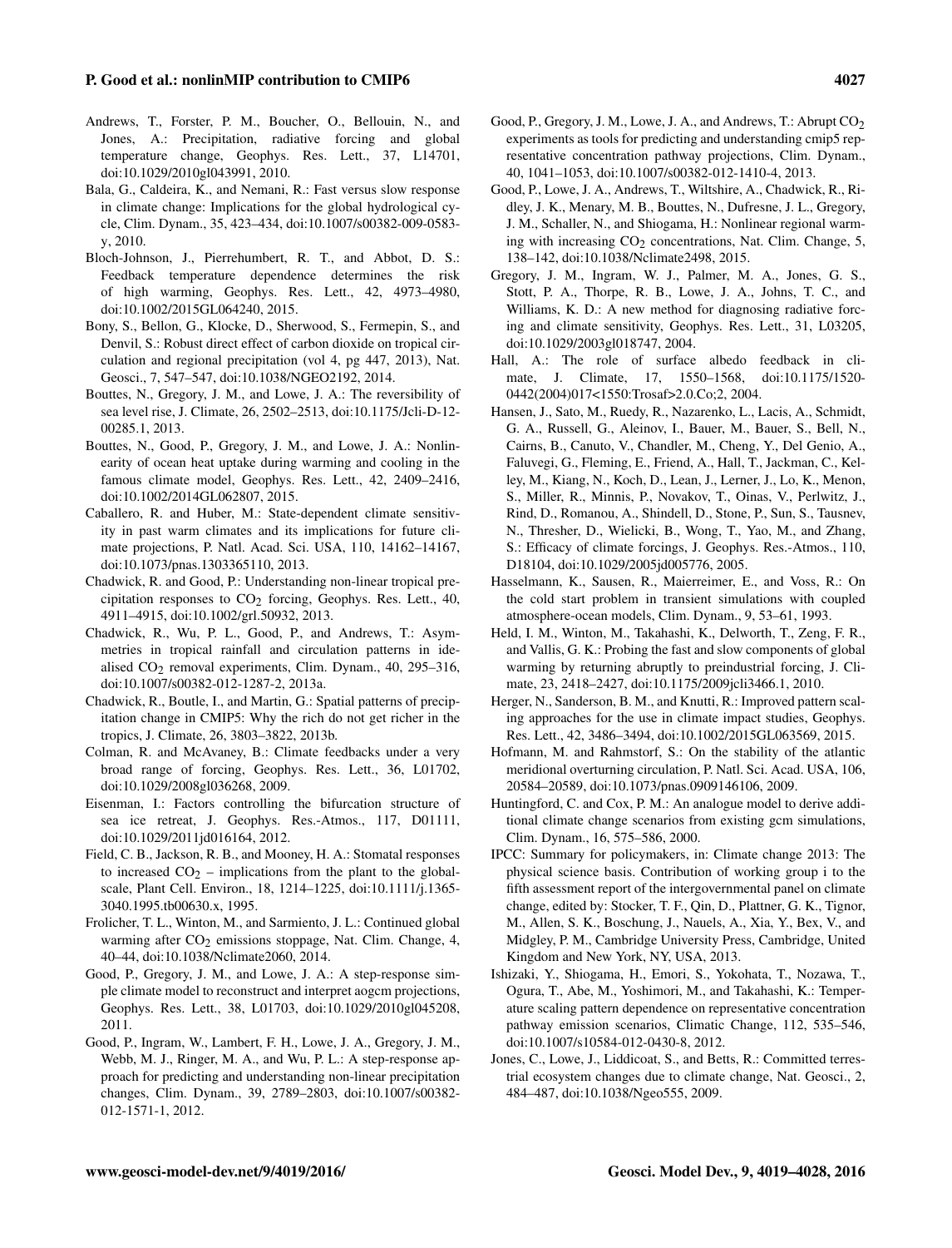Andrews, T., Forster, P. M., Boucher, O., Bellouin, N., and Jones, A.: Precipitation, radiative forcing and global temperature change, Geophys. Res. Lett., 37, L14701, doi:10.1029/2010gl043991, 2010.

Bala, G., Caldeira, K., and Nemani, R.: Fast versus slow response in climate change: Implications for the global hydrological cycle, Clim. Dynam., 35, 423–434, doi:10.1007/s00382-009-0583-y, 2010.

Bloch-Johnson, J., Pierrehumbert, R. T., and Abbot, D. S.: Feedback temperature dependence determines the risk of high warming, Geophys. Res. Lett., 42, 4973–4980, doi:10.1002/2015GL064240, 2015.

Bony, S., Bellon, G., Klocke, D., Sherwood, S., Fermepin, S., and Denvil, S.: Robust direct effect of carbon dioxide on tropical circulation and regional precipitation (vol 4, pg 447, 2013), Nat. Geosci., 7, 547–547, doi:10.1038/NGEO2192, 2014.

Bouttes, N., Gregory, J. M., and Lowe, J. A.: The reversibility of sea level rise, J. Climate, 26, 2502–2513, doi:10.1175/Jcli-D-12-00285.1, 2013.

Bouttes, N., Good, P., Gregory, J. M., and Lowe, J. A.: Nonlinearity of ocean heat uptake during warming and cooling in the famous climate model, Geophys. Res. Lett., 42, 2409–2416, doi:10.1002/2014GL062807, 2015.

Caballero, R. and Huber, M.: State-dependent climate sensitivity in past warm climates and its implications for future climate projections, P. Natl. Acad. Sci. USA, 110, 14162–14167, doi:10.1073/pnas.1303365110, 2013.

Chadwick, R. and Good, P.: Understanding non-linear tropical precipitation responses to $CO_2$ forcing, Geophys. Res. Lett., 40, 4911–4915, doi:10.1002/grl.50932, 2013.

Chadwick, R., Wu, P. L., Good, P., and Andrews, T.: Asymmetries in tropical rainfall and circulation patterns in idealised $CO_2$ removal experiments, Clim. Dynam., 40, 295–316, doi:10.1007/s00382-012-1287-2, 2013a.

Chadwick, R., Boutle, I., and Martin, G.: Spatial patterns of precipitation change in CMIP5: Why the rich do not get richer in the tropics, J. Climate, 26, 3803–3822, 2013b.

Colman, R. and McAvaney, B.: Climate feedbacks under a very broad range of forcing, Geophys. Res. Lett., 36, L01702, doi:10.1029/2008gl036268, 2009.

Eisenman, I.: Factors controlling the bifurcation structure of sea ice retreat, J. Geophys. Res.-Atmos., 117, D01111, doi:10.1029/2011jd016164, 2012.

Field, C. B., Jackson, R. B., and Mooney, H. A.: Stomatal responses to increased $CO_2$ – implications from the plant to the global-scale, Plant Cell. Environ., 18, 1214–1225, doi:10.1111/j.1365-3040.1995.tb00630.x, 1995.

Frolicher, T. L., Winton, M., and Sarmiento, J. L.: Continued global warming after $CO_2$ emissions stoppage, Nat. Clim. Change, 4, 40–44, doi:10.1038/Nclimate2060, 2014.

Good, P., Gregory, J. M., and Lowe, J. A.: A step-response simple climate model to reconstruct and interpret aogcm projections, Geophys. Res. Lett., 38, L01703, doi:10.1029/2010gl045208, 2011.

Good, P., Ingram, W., Lambert, F. H., Lowe, J. A., Gregory, J. M., Webb, M. J., Ringer, M. A., and Wu, P. L.: A step-response approach for predicting and understanding non-linear precipitation changes, Clim. Dynam., 39, 2789–2803, doi:10.1007/s00382-012-1571-1, 2012.

Good, P., Gregory, J. M., Lowe, J. A., and Andrews, T.: Abrupt $CO_2$ experiments as tools for predicting and understanding cmip5 representative concentration pathway projections, Clim. Dynam., 40, 1041–1053, doi:10.1007/s00382-012-1410-4, 2013.

Good, P., Lowe, J. A., Andrews, T., Wiltshire, A., Chadwick, R., Ridley, J. K., Menary, M. B., Bouttes, N., Dufresne, J. L., Gregory, J. M., Schaller, N., and Shiogama, H.: Nonlinear regional warming with increasing $CO_2$ concentrations, Nat. Clim. Change, 5, 138–142, doi:10.1038/Nclimate2498, 2015.

Gregory, J. M., Ingram, W. J., Palmer, M. A., Jones, G. S., Stott, P. A., Thorpe, R. B., Lowe, J. A., Johns, T. C., and Williams, K. D.: A new method for diagnosing radiative forcing and climate sensitivity, Geophys. Res. Lett., 31, L03205, doi:10.1029/2003gl018747, 2004.

Hall, A.: The role of surface albedo feedback in climate, J. Climate, 17, 1550–1568, doi:10.1175/1520-0442(2004)017<1550:Trosaf>2.0.Co;2, 2004.

Hansen, J., Sato, M., Ruedy, R., Nazarenko, L., Lacis, A., Schmidt, G. A., Russell, G., Aleinov, I., Bauer, M., Bauer, S., Bell, N., Cairns, B., Canuto, V., Chandler, M., Cheng, Y., Del Genio, A., Faluvegi, G., Fleming, E., Friend, A., Hall, T., Jackman, C., Kelley, M., Kiang, N., Koch, D., Lean, J., Lerner, J., Lo, K., Menon, S., Miller, R., Minnis, P., Novakov, T., Oinas, V., Perlwitz, J., Rind, D., Romanou, A., Shindell, D., Stone, P., Sun, S., Tausnev, N., Thresher, D., Wielicki, B., Wong, T., Yao, M., and Zhang, S.: Efficacy of climate forcings, J. Geophys. Res.-Atmos., 110, D18104, doi:10.1029/2005jd005776, 2005.

Hasselmann, K., Sausen, R., Maierreimer, E., and Voss, R.: On the cold start problem in transient simulations with coupled atmosphere-ocean models, Clim. Dynam., 9, 53–61, 1993.

Held, I. M., Winton, M., Takahashi, K., Delworth, T., Zeng, F. R., and Vallis, G. K.: Probing the fast and slow components of global warming by returning abruptly to preindustrial forcing, J. Climate, 23, 2418–2427, doi:10.1175/2009jcli3466.1, 2010.

Herger, N., Sanderson, B. M., and Knutti, R.: Improved pattern scaling approaches for the use in climate impact studies, Geophys. Res. Lett., 42, 3486–3494, doi:10.1002/2015GL063569, 2015.

Hofmann, M. and Rahmstorf, S.: On the stability of the atlantic meridional overturning circulation, P. Natl. Sci. Acad. USA, 106, 20584–20589, doi:10.1073/pnas.0909146106, 2009.

Huntingford, C. and Cox, P. M.: An analogue model to derive additional climate change scenarios from existing gcm simulations, Clim. Dynam., 16, 575–586, 2000.

IPCC: Summary for policymakers, in: Climate change 2013: The physical science basis. Contribution of working group i to the fifth assessment report of the intergovernmental panel on climate change, edited by: Stocker, T. F., Qin, D., Plattner, G. K., Tignor, M., Allen, S. K., Boschung, J., Nauels, A., Xia, Y., Bex, V., and Midgley, P. M., Cambridge University Press, Cambridge, United Kingdom and New York, NY, USA, 2013.

Ishizaki, Y., Shiogama, H., Emori, S., Yokohata, T., Nozawa, T., Ogura, T., Abe, M., Yoshimori, M., and Takahashi, K.: Temperature scaling pattern dependence on representative concentration pathway emission scenarios, Climatic Change, 112, 535–546, doi:10.1007/s10584-012-0430-8, 2012.

Jones, C., Lowe, J., Liddicoat, S., and Betts, R.: Committed terrestrial ecosystem changes due to climate change, Nat. Geosci., 2, 484–487, doi:10.1038/Ngeo555, 2009.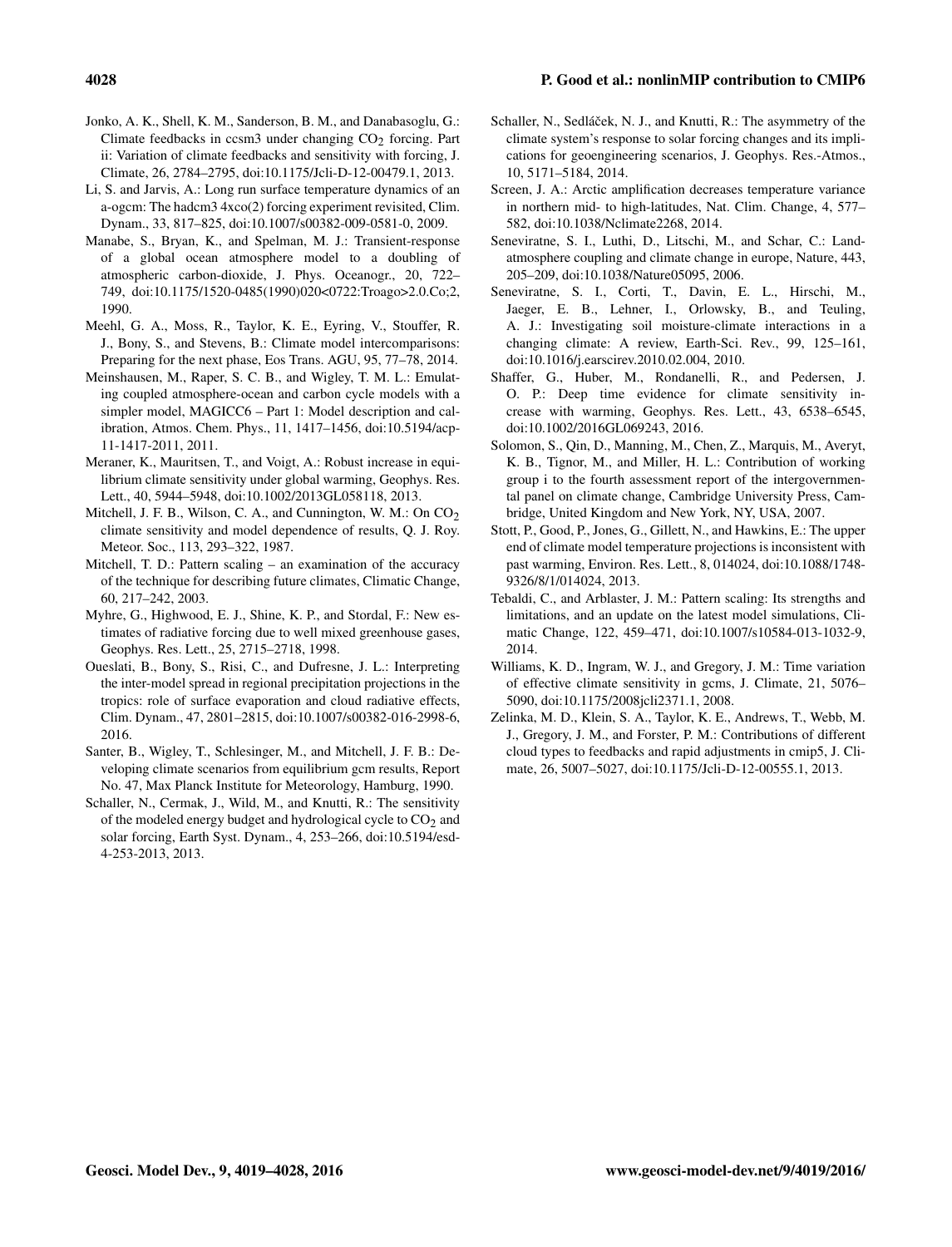Jonko, A. K., Shell, K. M., Sanderson, B. M., and Danabasoglu, G.: Climate feedbacks in ccsm3 under changing $CO_2$ forcing. Part ii: Variation of climate feedbacks and sensitivity with forcing, J. Climate, 26, 2784–2795, doi:10.1175/Jcli-D-12-00479.1, 2013.

Li, S. and Jarvis, A.: Long run surface temperature dynamics of an a-ogcm: The hadcm3 4xco(2) forcing experiment revisited, Clim. Dynam., 33, 817–825, doi:10.1007/s00382-009-0581-0, 2009.

Manabe, S., Bryan, K., and Spelman, M. J.: Transient-response of a global ocean atmosphere model to a doubling of atmospheric carbon-dioxide, J. Phys. Oceanogr., 20, 722–749, doi:10.1175/1520-0485(1990)020<0722:Troago>2.0.Co;2, 1990.

Meehl, G. A., Moss, R., Taylor, K. E., Eyring, V., Stouffer, R. J., Bony, S., and Stevens, B.: Climate model intercomparisons: Preparing for the next phase, Eos Trans. AGU, 95, 77–78, 2014.

Meinshausen, M., Raper, S. C. B., and Wigley, T. M. L.: Emulating coupled atmosphere-ocean and carbon cycle models with a simpler model, MAGICC6 – Part 1: Model description and calibration, Atmos. Chem. Phys., 11, 1417–1456, doi:10.5194/acp-11-1417-2011, 2011.

Meraner, K., Mauritsen, T., and Voigt, A.: Robust increase in equilibrium climate sensitivity under global warming, Geophys. Res. Lett., 40, 5944–5948, doi:10.1002/2013GL058118, 2013.

Mitchell, J. F. B., Wilson, C. A., and Cunnington, W. M.: On $CO_2$ climate sensitivity and model dependence of results, Q. J. Roy. Meteor. Soc., 113, 293–322, 1987.

Mitchell, T. D.: Pattern scaling – an examination of the accuracy of the technique for describing future climates, Climatic Change, 60, 217–242, 2003.

Myhre, G., Highwood, E. J., Shine, K. P., and Stordal, F.: New estimates of radiative forcing due to well mixed greenhouse gases, Geophys. Res. Lett., 25, 2715–2718, 1998.

Oueslati, B., Bony, S., Risi, C., and Dufresne, J. L.: Interpreting the inter-model spread in regional precipitation projections in the tropics: role of surface evaporation and cloud radiative effects, Clim. Dynam., 47, 2801–2815, doi:10.1007/s00382-016-2998-6, 2016.

Santer, B., Wigley, T., Schlesinger, M., and Mitchell, J. F. B.: Developing climate scenarios from equilibrium gcm results, Report No. 47, Max Planck Institute for Meteorology, Hamburg, 1990.

Schaller, N., Cermak, J., Wild, M., and Knutti, R.: The sensitivity of the modeled energy budget and hydrological cycle to $CO_2$ and solar forcing, Earth Syst. Dynam., 4, 253–266, doi:10.5194/esd-4-253-2013, 2013.

Schaller, N., Sedláček, N. J., and Knutti, R.: The asymmetry of the climate system's response to solar forcing changes and its implications for geoengineering scenarios, J. Geophys. Res.-Atmos., 10, 5171–5184, 2014.

Screen, J. A.: Arctic amplification decreases temperature variance in northern mid- to high-latitudes, Nat. Clim. Change, 4, 577–582, doi:10.1038/Nclimate2268, 2014.

Seneviratne, S. I., Luthi, D., Litschi, M., and Schar, C.: Land-atmosphere coupling and climate change in europe, Nature, 443, 205–209, doi:10.1038/Nature05095, 2006.

Seneviratne, S. I., Corti, T., Davin, E. L., Hirschi, M., Jaeger, E. B., Lehner, I., Orlowsky, B., and Teuling, A. J.: Investigating soil moisture-climate interactions in a changing climate: A review, Earth-Sci. Rev., 99, 125–161, doi:10.1016/j.earscirev.2010.02.004, 2010.

Shaffer, G., Huber, M., Rondanelli, R., and Pedersen, J. O. P.: Deep time evidence for climate sensitivity increase with warming, Geophys. Res. Lett., 43, 6538–6545, doi:10.1002/2016GL069243, 2016.

Solomon, S., Qin, D., Manning, M., Chen, Z., Marquis, M., Averyt, K. B., Tignor, M., and Miller, H. L.: Contribution of working group i to the fourth assessment report of the intergovernmental panel on climate change, Cambridge University Press, Cambridge, United Kingdom and New York, NY, USA, 2007.

Stott, P., Good, P., Jones, G., Gillett, N., and Hawkins, E.: The upper end of climate model temperature projections is inconsistent with past warming, Environ. Res. Lett., 8, 014024, doi:10.1088/1748-9326/8/1/014024, 2013.

Tebaldi, C., and Arblaster, J. M.: Pattern scaling: Its strengths and limitations, and an update on the latest model simulations, Climatic Change, 122, 459–471, doi:10.1007/s10584-013-1032-9, 2014.

Williams, K. D., Ingram, W. J., and Gregory, J. M.: Time variation of effective climate sensitivity in gcms, J. Climate, 21, 5076–5090, doi:10.1175/2008jcli2371.1, 2008.

Zelinka, M. D., Klein, S. A., Taylor, K. E., Andrews, T., Webb, M. J., Gregory, J. M., and Forster, P. M.: Contributions of different cloud types to feedbacks and rapid adjustments in cmip5, J. Climate, 26, 5007–5027, doi:10.1175/Jcli-D-12-00555.1, 2013.